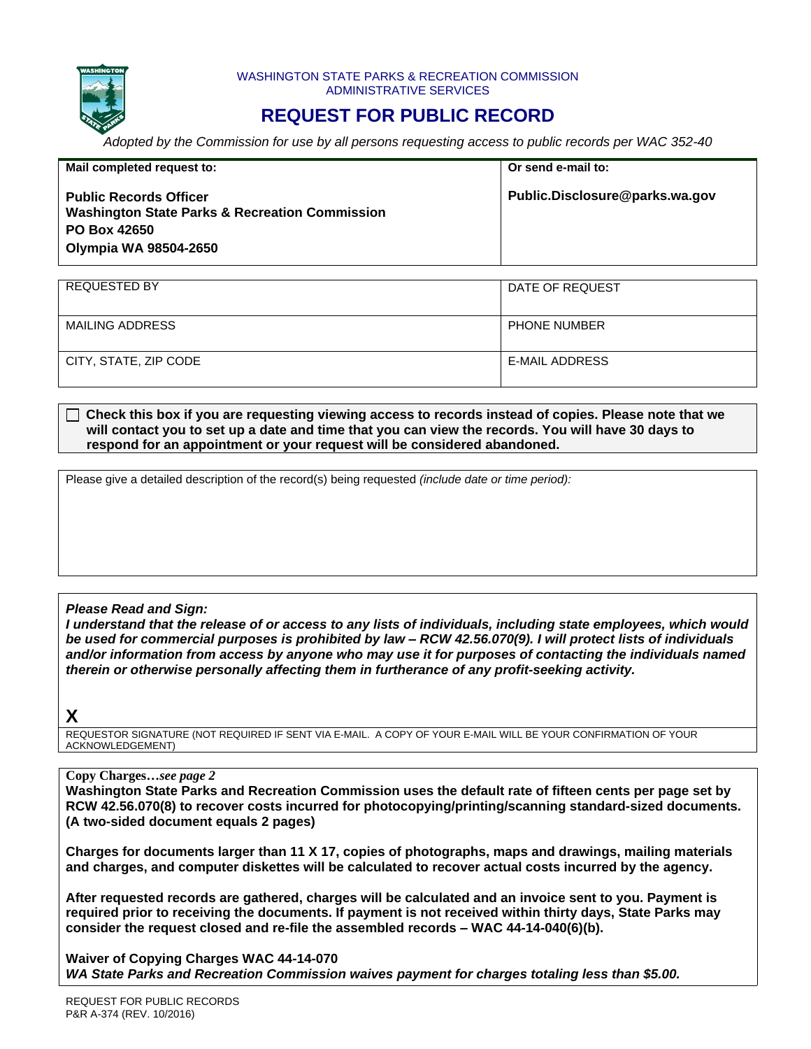WASHINGTON STATE PARKS & RECREATION COMMISSION
ADMINISTRATIVE SERVICES

# REQUEST FOR PUBLIC RECORD

*Adopted by the Commission for use by all persons requesting access to public records per WAC 352-40*

| Mail completed request to: | Or send e-mail to: |
|---|---|
| **Public Records Officer**<br>**Washington State Parks & Recreation Commission**<br>**PO Box 42650**<br>**Olympia WA 98504-2650** | **Public.Disclosure@parks.wa.gov** |

| REQUESTED BY | DATE OF REQUEST |
|---|---|
| MAILING ADDRESS | PHONE NUMBER |
| CITY, STATE, ZIP CODE | E-MAIL ADDRESS |

☐ **Check this box if you are requesting viewing access to records instead of copies. Please note that we will contact you to set up a date and time that you can view the records. You will have 30 days to respond for an appointment or your request will be considered abandoned.**

Please give a detailed description of the record(s) being requested *(include date or time period):*

***Please Read and Sign:***

***I understand that the release of or access to any lists of individuals, including state employees, which would be used for commercial purposes is prohibited by law – RCW 42.56.070(9). I will protect lists of individuals and/or information from access by anyone who may use it for purposes of contacting the individuals named therein or otherwise personally affecting them in furtherance of any profit-seeking activity.***

**X**

REQUESTOR SIGNATURE (NOT REQUIRED IF SENT VIA E-MAIL. A COPY OF YOUR E-MAIL WILL BE YOUR CONFIRMATION OF YOUR ACKNOWLEDGEMENT)

**Copy Charges…*see page 2***

**Washington State Parks and Recreation Commission uses the default rate of fifteen cents per page set by RCW 42.56.070(8) to recover costs incurred for photocopying/printing/scanning standard-sized documents. (A two-sided document equals 2 pages)**

**Charges for documents larger than 11 X 17, copies of photographs, maps and drawings, mailing materials and charges, and computer diskettes will be calculated to recover actual costs incurred by the agency.**

**After requested records are gathered, charges will be calculated and an invoice sent to you. Payment is required prior to receiving the documents. If payment is not received within thirty days, State Parks may consider the request closed and re-file the assembled records – WAC 44-14-040(6)(b).**

**Waiver of Copying Charges WAC 44-14-070**

***WA State Parks and Recreation Commission waives payment for charges totaling less than $5.00.***

REQUEST FOR PUBLIC RECORDS
P&R A-374 (REV. 10/2016)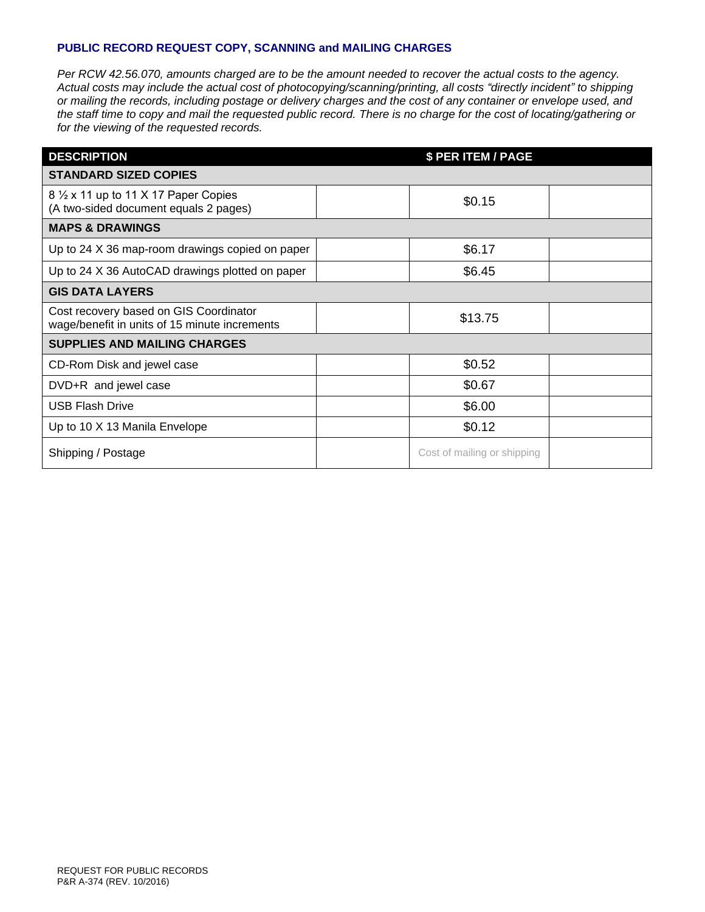### PUBLIC RECORD REQUEST COPY, SCANNING and MAILING CHARGES

*Per RCW 42.56.070, amounts charged are to be the amount needed to recover the actual costs to the agency. Actual costs may include the actual cost of photocopying/scanning/printing, all costs "directly incident" to shipping or mailing the records, including postage or delivery charges and the cost of any container or envelope used, and the staff time to copy and mail the requested public record. There is no charge for the cost of locating/gathering or for the viewing of the requested records.*

| DESCRIPTION | | $ PER ITEM / PAGE | |
|---|---|---|---|
| **STANDARD SIZED COPIES** | | | |
| 8 ½ x 11 up to 11 X 17 Paper Copies (A two-sided document equals 2 pages) | | $0.15 | |
| **MAPS & DRAWINGS** | | | |
| Up to 24 X 36 map-room drawings copied on paper | | $6.17 | |
| Up to 24 X 36 AutoCAD drawings plotted on paper | | $6.45 | |
| **GIS DATA LAYERS** | | | |
| Cost recovery based on GIS Coordinator wage/benefit in units of 15 minute increments | | $13.75 | |
| **SUPPLIES AND MAILING CHARGES** | | | |
| CD-Rom Disk and jewel case | | $0.52 | |
| DVD+R and jewel case | | $0.67 | |
| USB Flash Drive | | $6.00 | |
| Up to 10 X 13 Manila Envelope | | $0.12 | |
| Shipping / Postage | | Cost of mailing or shipping | |

REQUEST FOR PUBLIC RECORDS
P&R A-374 (REV. 10/2016)